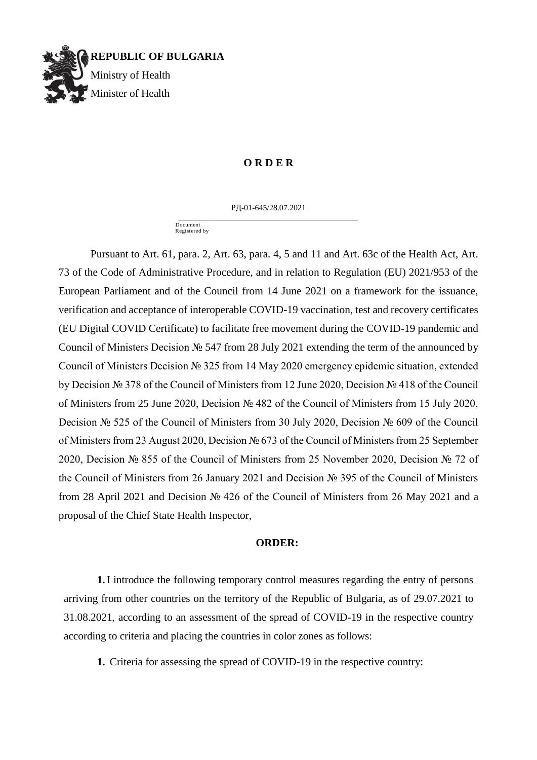**REPUBLIC OF BULGARIA**
Ministry of Health
Minister of Health

# O R D E R

РД-01-645/28.07.2021

Document Registered by

Pursuant to Art. 61, para. 2, Art. 63, para. 4, 5 and 11 and Art. 63c of the Health Act, Art. 73 of the Code of Administrative Procedure, and in relation to Regulation (EU) 2021/953 of the European Parliament and of the Council from 14 June 2021 on a framework for the issuance, verification and acceptance of interoperable COVID-19 vaccination, test and recovery certificates (EU Digital COVID Certificate) to facilitate free movement during the COVID-19 pandemic and Council of Ministers Decision № 547 from 28 July 2021 extending the term of the announced by Council of Ministers Decision № 325 from 14 May 2020 emergency epidemic situation, extended by Decision № 378 of the Council of Ministers from 12 June 2020, Decision № 418 of the Council of Ministers from 25 June 2020, Decision № 482 of the Council of Ministers from 15 July 2020, Decision № 525 of the Council of Ministers from 30 July 2020, Decision № 609 of the Council of Ministers from 23 August 2020, Decision № 673 of the Council of Ministers from 25 September 2020, Decision № 855 of the Council of Ministers from 25 November 2020, Decision № 72 of the Council of Ministers from 26 January 2021 and Decision № 395 of the Council of Ministers from 28 April 2021 and Decision № 426 of the Council of Ministers from 26 May 2021 and a proposal of the Chief State Health Inspector,

**ORDER:**

**1.** I introduce the following temporary control measures regarding the entry of persons arriving from other countries on the territory of the Republic of Bulgaria, as of 29.07.2021 to 31.08.2021, according to an assessment of the spread of COVID-19 in the respective country according to criteria and placing the countries in color zones as follows:

**1.** Criteria for assessing the spread of COVID-19 in the respective country: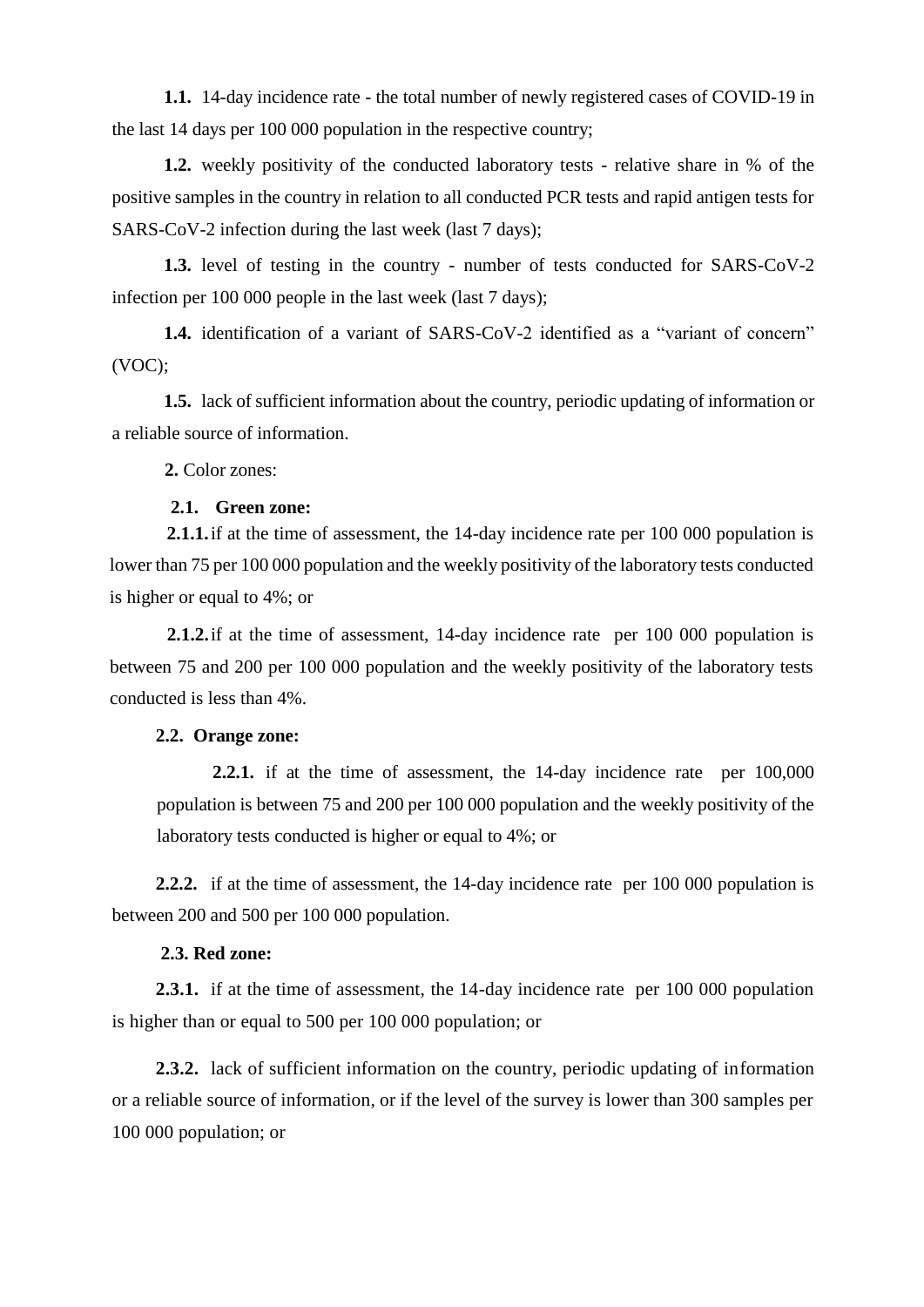**1.1.** 14-day incidence rate - the total number of newly registered cases of COVID-19 in the last 14 days per 100 000 population in the respective country;

**1.2.** weekly positivity of the conducted laboratory tests - relative share in % of the positive samples in the country in relation to all conducted PCR tests and rapid antigen tests for SARS-CoV-2 infection during the last week (last 7 days);

**1.3.** level of testing in the country - number of tests conducted for SARS-CoV-2 infection per 100 000 people in the last week (last 7 days);

**1.4.** identification of a variant of SARS-CoV-2 identified as a “variant of concern” (VOC);

**1.5.** lack of sufficient information about the country, periodic updating of information or a reliable source of information.

**2.** Color zones:

**2.1. Green zone:**

**2.1.1.** if at the time of assessment, the 14-day incidence rate per 100 000 population is lower than 75 per 100 000 population and the weekly positivity of the laboratory tests conducted is higher or equal to 4%; or

**2.1.2.** if at the time of assessment, 14-day incidence rate per 100 000 population is between 75 and 200 per 100 000 population and the weekly positivity of the laboratory tests conducted is less than 4%.

**2.2. Orange zone:**

**2.2.1.** if at the time of assessment, the 14-day incidence rate per 100,000 population is between 75 and 200 per 100 000 population and the weekly positivity of the laboratory tests conducted is higher or equal to 4%; or

**2.2.2.** if at the time of assessment, the 14-day incidence rate per 100 000 population is between 200 and 500 per 100 000 population.

**2.3. Red zone:**

**2.3.1.** if at the time of assessment, the 14-day incidence rate per 100 000 population is higher than or equal to 500 per 100 000 population; or

**2.3.2.** lack of sufficient information on the country, periodic updating of information or a reliable source of information, or if the level of the survey is lower than 300 samples per 100 000 population; or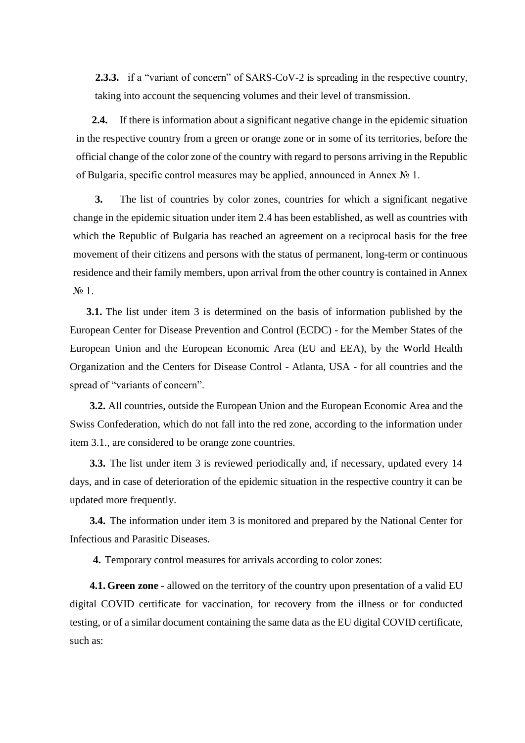**2.3.3.** if a “variant of concern” of SARS-CoV-2 is spreading in the respective country, taking into account the sequencing volumes and their level of transmission.

**2.4.** If there is information about a significant negative change in the epidemic situation in the respective country from a green or orange zone or in some of its territories, before the official change of the color zone of the country with regard to persons arriving in the Republic of Bulgaria, specific control measures may be applied, announced in Annex № 1.

**3.** The list of countries by color zones, countries for which a significant negative change in the epidemic situation under item 2.4 has been established, as well as countries with which the Republic of Bulgaria has reached an agreement on a reciprocal basis for the free movement of their citizens and persons with the status of permanent, long-term or continuous residence and their family members, upon arrival from the other country is contained in Annex № 1.

**3.1.** The list under item 3 is determined on the basis of information published by the European Center for Disease Prevention and Control (ECDC) - for the Member States of the European Union and the European Economic Area (EU and EEA), by the World Health Organization and the Centers for Disease Control - Atlanta, USA - for all countries and the spread of “variants of concern”.

**3.2.** All countries, outside the European Union and the European Economic Area and the Swiss Confederation, which do not fall into the red zone, according to the information under item 3.1., are considered to be orange zone countries.

**3.3.** The list under item 3 is reviewed periodically and, if necessary, updated every 14 days, and in case of deterioration of the epidemic situation in the respective country it can be updated more frequently.

**3.4.** The information under item 3 is monitored and prepared by the National Center for Infectious and Parasitic Diseases.

**4.** Temporary control measures for arrivals according to color zones:

**4.1. Green zone** - allowed on the territory of the country upon presentation of a valid EU digital COVID certificate for vaccination, for recovery from the illness or for conducted testing, or of a similar document containing the same data as the EU digital COVID certificate, such as: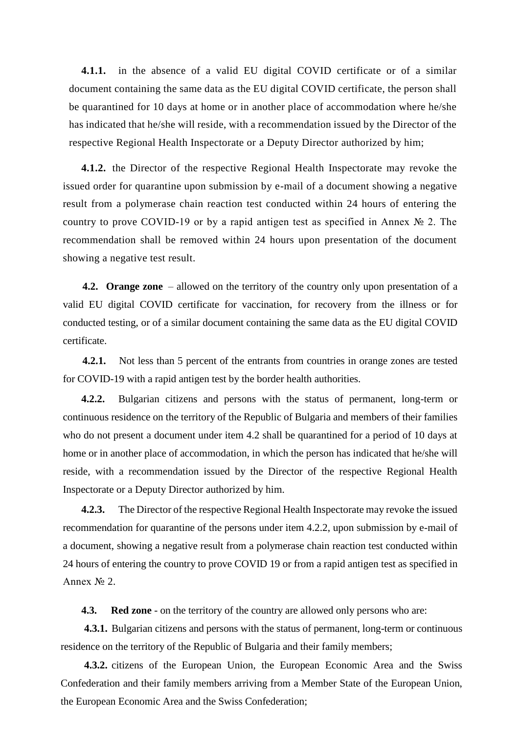**4.1.1.** in the absence of a valid EU digital COVID certificate or of a similar document containing the same data as the EU digital COVID certificate, the person shall be quarantined for 10 days at home or in another place of accommodation where he/she has indicated that he/she will reside, with a recommendation issued by the Director of the respective Regional Health Inspectorate or a Deputy Director authorized by him;

**4.1.2.** the Director of the respective Regional Health Inspectorate may revoke the issued order for quarantine upon submission by e-mail of a document showing a negative result from a polymerase chain reaction test conducted within 24 hours of entering the country to prove COVID-19 or by a rapid antigen test as specified in Annex № 2. The recommendation shall be removed within 24 hours upon presentation of the document showing a negative test result.

**4.2. Orange zone** – allowed on the territory of the country only upon presentation of a valid EU digital COVID certificate for vaccination, for recovery from the illness or for conducted testing, or of a similar document containing the same data as the EU digital COVID certificate.

**4.2.1.** Not less than 5 percent of the entrants from countries in orange zones are tested for COVID-19 with a rapid antigen test by the border health authorities.

**4.2.2.** Bulgarian citizens and persons with the status of permanent, long-term or continuous residence on the territory of the Republic of Bulgaria and members of their families who do not present a document under item 4.2 shall be quarantined for a period of 10 days at home or in another place of accommodation, in which the person has indicated that he/she will reside, with a recommendation issued by the Director of the respective Regional Health Inspectorate or a Deputy Director authorized by him.

**4.2.3.** The Director of the respective Regional Health Inspectorate may revoke the issued recommendation for quarantine of the persons under item 4.2.2, upon submission by e-mail of a document, showing a negative result from a polymerase chain reaction test conducted within 24 hours of entering the country to prove COVID 19 or from a rapid antigen test as specified in Annex № 2.

**4.3. Red zone** - on the territory of the country are allowed only persons who are:

**4.3.1.** Bulgarian citizens and persons with the status of permanent, long-term or continuous residence on the territory of the Republic of Bulgaria and their family members;

**4.3.2.** citizens of the European Union, the European Economic Area and the Swiss Confederation and their family members arriving from a Member State of the European Union, the European Economic Area and the Swiss Confederation;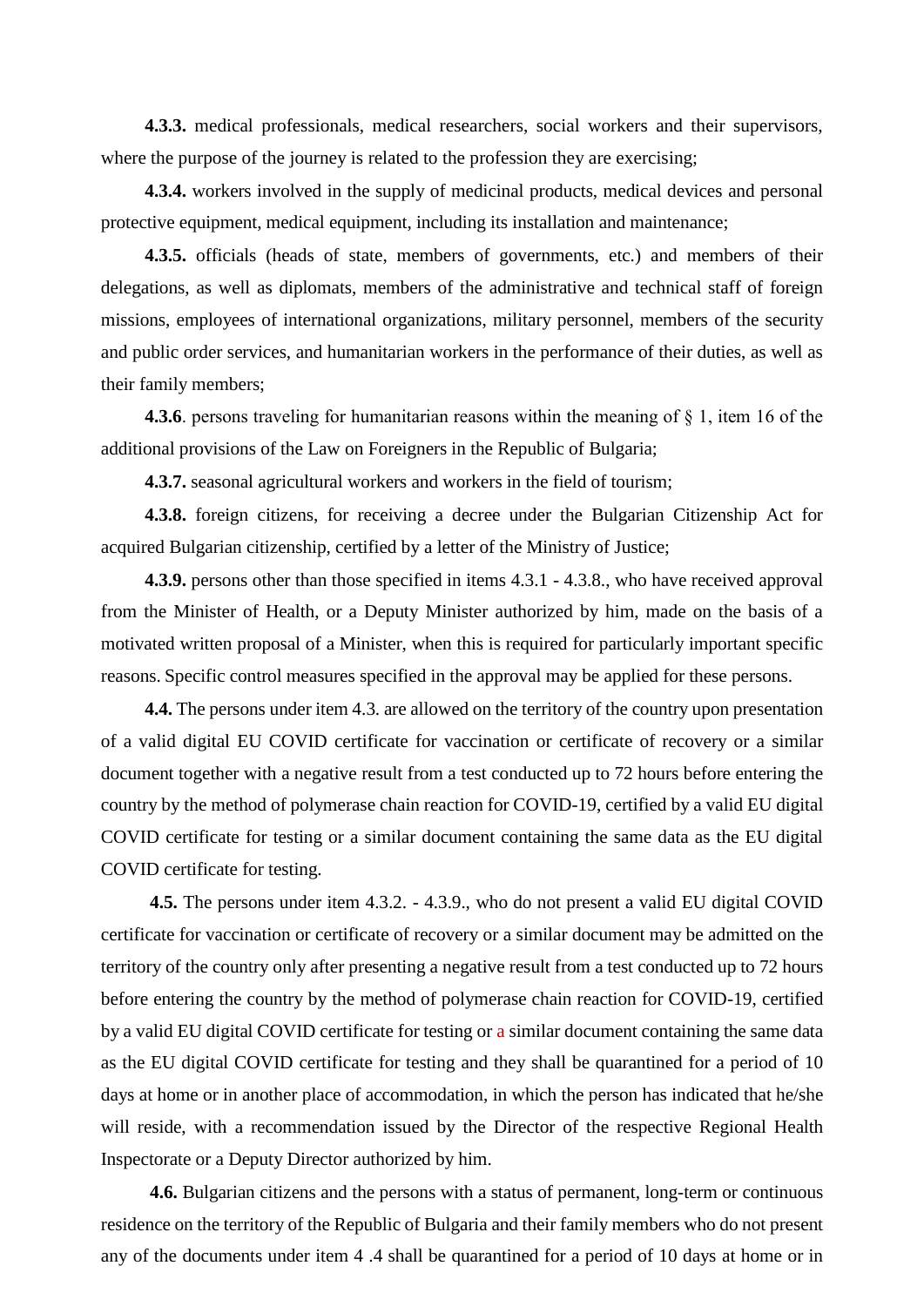**4.3.3.** medical professionals, medical researchers, social workers and their supervisors, where the purpose of the journey is related to the profession they are exercising;

**4.3.4.** workers involved in the supply of medicinal products, medical devices and personal protective equipment, medical equipment, including its installation and maintenance;

**4.3.5.** officials (heads of state, members of governments, etc.) and members of their delegations, as well as diplomats, members of the administrative and technical staff of foreign missions, employees of international organizations, military personnel, members of the security and public order services, and humanitarian workers in the performance of their duties, as well as their family members;

**4.3.6**. persons traveling for humanitarian reasons within the meaning of § 1, item 16 of the additional provisions of the Law on Foreigners in the Republic of Bulgaria;

**4.3.7.** seasonal agricultural workers and workers in the field of tourism;

**4.3.8.** foreign citizens, for receiving a decree under the Bulgarian Citizenship Act for acquired Bulgarian citizenship, certified by a letter of the Ministry of Justice;

**4.3.9.** persons other than those specified in items 4.3.1 - 4.3.8., who have received approval from the Minister of Health, or a Deputy Minister authorized by him, made on the basis of a motivated written proposal of a Minister, when this is required for particularly important specific reasons. Specific control measures specified in the approval may be applied for these persons.

**4.4.** The persons under item 4.3. are allowed on the territory of the country upon presentation of a valid digital EU COVID certificate for vaccination or certificate of recovery or a similar document together with a negative result from a test conducted up to 72 hours before entering the country by the method of polymerase chain reaction for COVID-19, certified by a valid EU digital COVID certificate for testing or a similar document containing the same data as the EU digital COVID certificate for testing.

**4.5.** The persons under item 4.3.2. - 4.3.9., who do not present a valid EU digital COVID certificate for vaccination or certificate of recovery or a similar document may be admitted on the territory of the country only after presenting a negative result from a test conducted up to 72 hours before entering the country by the method of polymerase chain reaction for COVID-19, certified by a valid EU digital COVID certificate for testing or a similar document containing the same data as the EU digital COVID certificate for testing and they shall be quarantined for a period of 10 days at home or in another place of accommodation, in which the person has indicated that he/she will reside, with a recommendation issued by the Director of the respective Regional Health Inspectorate or a Deputy Director authorized by him.

**4.6.** Bulgarian citizens and the persons with a status of permanent, long-term or continuous residence on the territory of the Republic of Bulgaria and their family members who do not present any of the documents under item 4 .4 shall be quarantined for a period of 10 days at home or in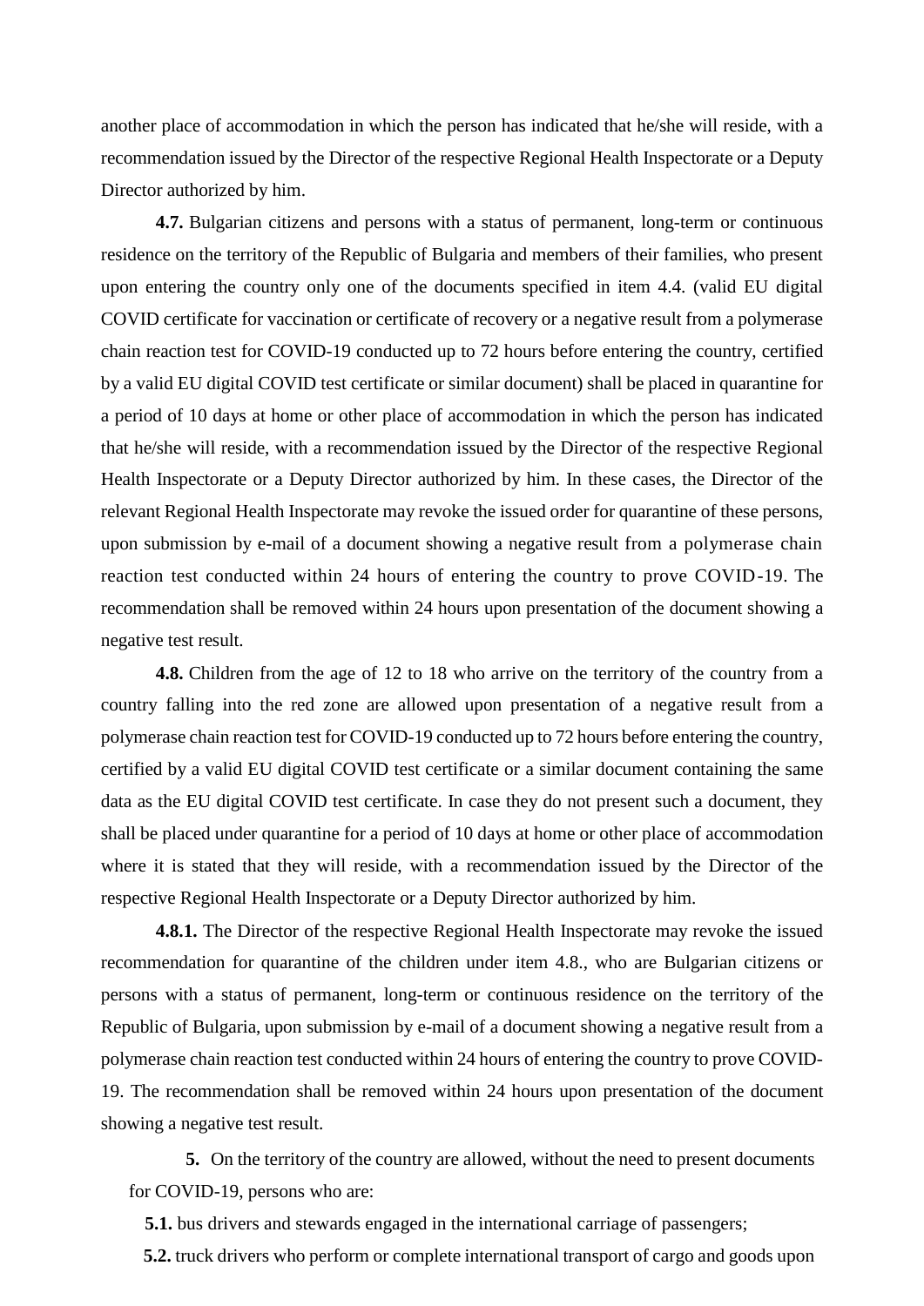another place of accommodation in which the person has indicated that he/she will reside, with a recommendation issued by the Director of the respective Regional Health Inspectorate or a Deputy Director authorized by him.

**4.7.** Bulgarian citizens and persons with a status of permanent, long-term or continuous residence on the territory of the Republic of Bulgaria and members of their families, who present upon entering the country only one of the documents specified in item 4.4. (valid EU digital COVID certificate for vaccination or certificate of recovery or a negative result from a polymerase chain reaction test for COVID-19 conducted up to 72 hours before entering the country, certified by a valid EU digital COVID test certificate or similar document) shall be placed in quarantine for a period of 10 days at home or other place of accommodation in which the person has indicated that he/she will reside, with a recommendation issued by the Director of the respective Regional Health Inspectorate or a Deputy Director authorized by him. In these cases, the Director of the relevant Regional Health Inspectorate may revoke the issued order for quarantine of these persons, upon submission by e-mail of a document showing a negative result from a polymerase chain reaction test conducted within 24 hours of entering the country to prove COVID-19. The recommendation shall be removed within 24 hours upon presentation of the document showing a negative test result.

**4.8.** Children from the age of 12 to 18 who arrive on the territory of the country from a country falling into the red zone are allowed upon presentation of a negative result from a polymerase chain reaction test for COVID-19 conducted up to 72 hours before entering the country, certified by a valid EU digital COVID test certificate or a similar document containing the same data as the EU digital COVID test certificate. In case they do not present such a document, they shall be placed under quarantine for a period of 10 days at home or other place of accommodation where it is stated that they will reside, with a recommendation issued by the Director of the respective Regional Health Inspectorate or a Deputy Director authorized by him.

**4.8.1.** The Director of the respective Regional Health Inspectorate may revoke the issued recommendation for quarantine of the children under item 4.8., who are Bulgarian citizens or persons with a status of permanent, long-term or continuous residence on the territory of the Republic of Bulgaria, upon submission by e-mail of a document showing a negative result from a polymerase chain reaction test conducted within 24 hours of entering the country to prove COVID-19. The recommendation shall be removed within 24 hours upon presentation of the document showing a negative test result.

**5.** On the territory of the country are allowed, without the need to present documents for COVID-19, persons who are:

**5.1.** bus drivers and stewards engaged in the international carriage of passengers;

**5.2.** truck drivers who perform or complete international transport of cargo and goods upon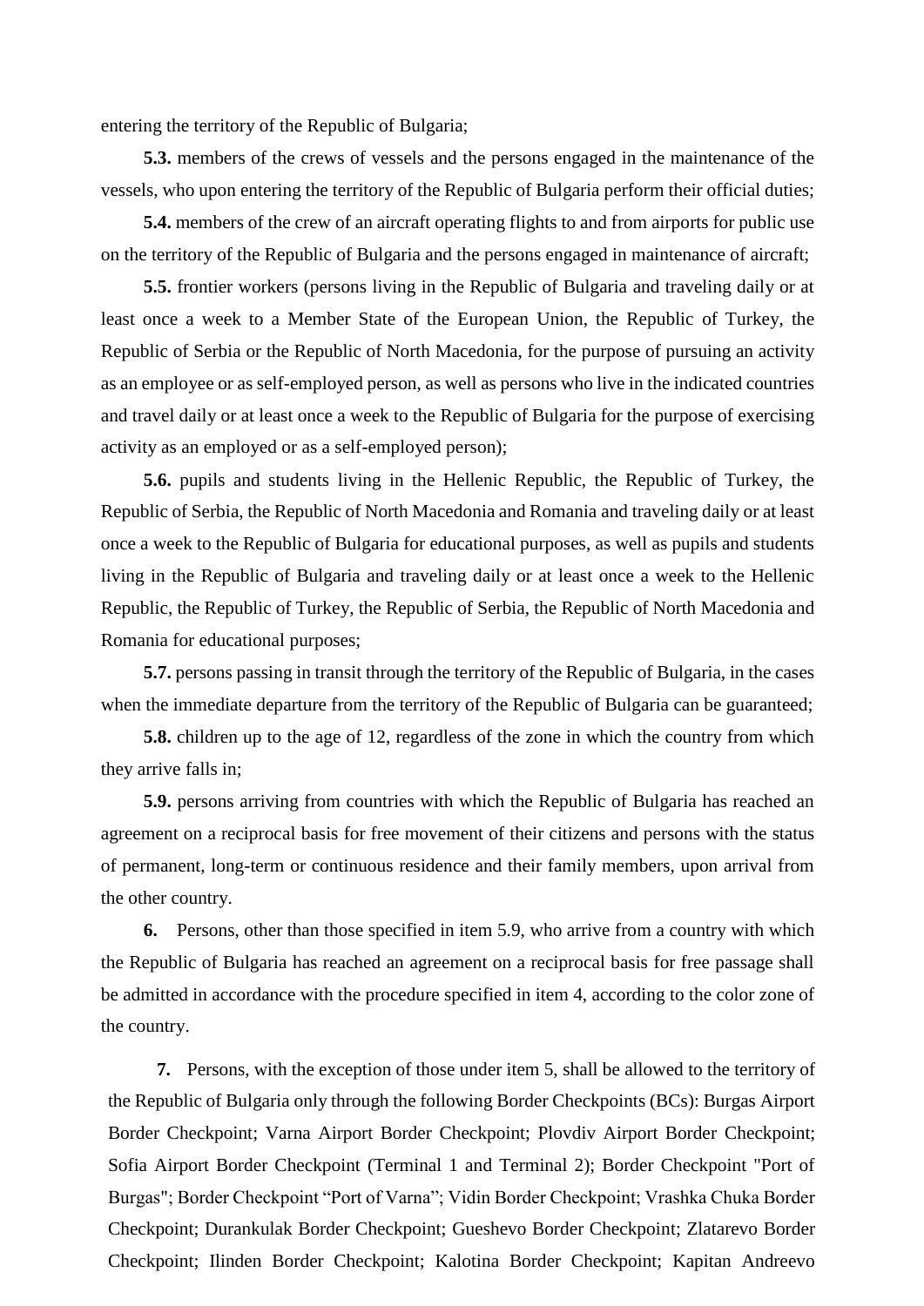entering the territory of the Republic of Bulgaria;

**5.3.** members of the crews of vessels and the persons engaged in the maintenance of the vessels, who upon entering the territory of the Republic of Bulgaria perform their official duties;

**5.4.** members of the crew of an aircraft operating flights to and from airports for public use on the territory of the Republic of Bulgaria and the persons engaged in maintenance of aircraft;

**5.5.** frontier workers (persons living in the Republic of Bulgaria and traveling daily or at least once a week to a Member State of the European Union, the Republic of Turkey, the Republic of Serbia or the Republic of North Macedonia, for the purpose of pursuing an activity as an employee or as self-employed person, as well as persons who live in the indicated countries and travel daily or at least once a week to the Republic of Bulgaria for the purpose of exercising activity as an employed or as a self-employed person);

**5.6.** pupils and students living in the Hellenic Republic, the Republic of Turkey, the Republic of Serbia, the Republic of North Macedonia and Romania and traveling daily or at least once a week to the Republic of Bulgaria for educational purposes, as well as pupils and students living in the Republic of Bulgaria and traveling daily or at least once a week to the Hellenic Republic, the Republic of Turkey, the Republic of Serbia, the Republic of North Macedonia and Romania for educational purposes;

**5.7.** persons passing in transit through the territory of the Republic of Bulgaria, in the cases when the immediate departure from the territory of the Republic of Bulgaria can be guaranteed;

**5.8.** children up to the age of 12, regardless of the zone in which the country from which they arrive falls in;

**5.9.** persons arriving from countries with which the Republic of Bulgaria has reached an agreement on a reciprocal basis for free movement of their citizens and persons with the status of permanent, long-term or continuous residence and their family members, upon arrival from the other country.

**6.** Persons, other than those specified in item 5.9, who arrive from a country with which the Republic of Bulgaria has reached an agreement on a reciprocal basis for free passage shall be admitted in accordance with the procedure specified in item 4, according to the color zone of the country.

**7.** Persons, with the exception of those under item 5, shall be allowed to the territory of the Republic of Bulgaria only through the following Border Checkpoints (BCs): Burgas Airport Border Checkpoint; Varna Airport Border Checkpoint; Plovdiv Airport Border Checkpoint; Sofia Airport Border Checkpoint (Terminal 1 and Terminal 2); Border Checkpoint "Port of Burgas"; Border Checkpoint "Port of Varna"; Vidin Border Checkpoint; Vrashka Chuka Border Checkpoint; Durankulak Border Checkpoint; Gueshevo Border Checkpoint; Zlatarevo Border Checkpoint; Ilinden Border Checkpoint; Kalotina Border Checkpoint; Kapitan Andreevo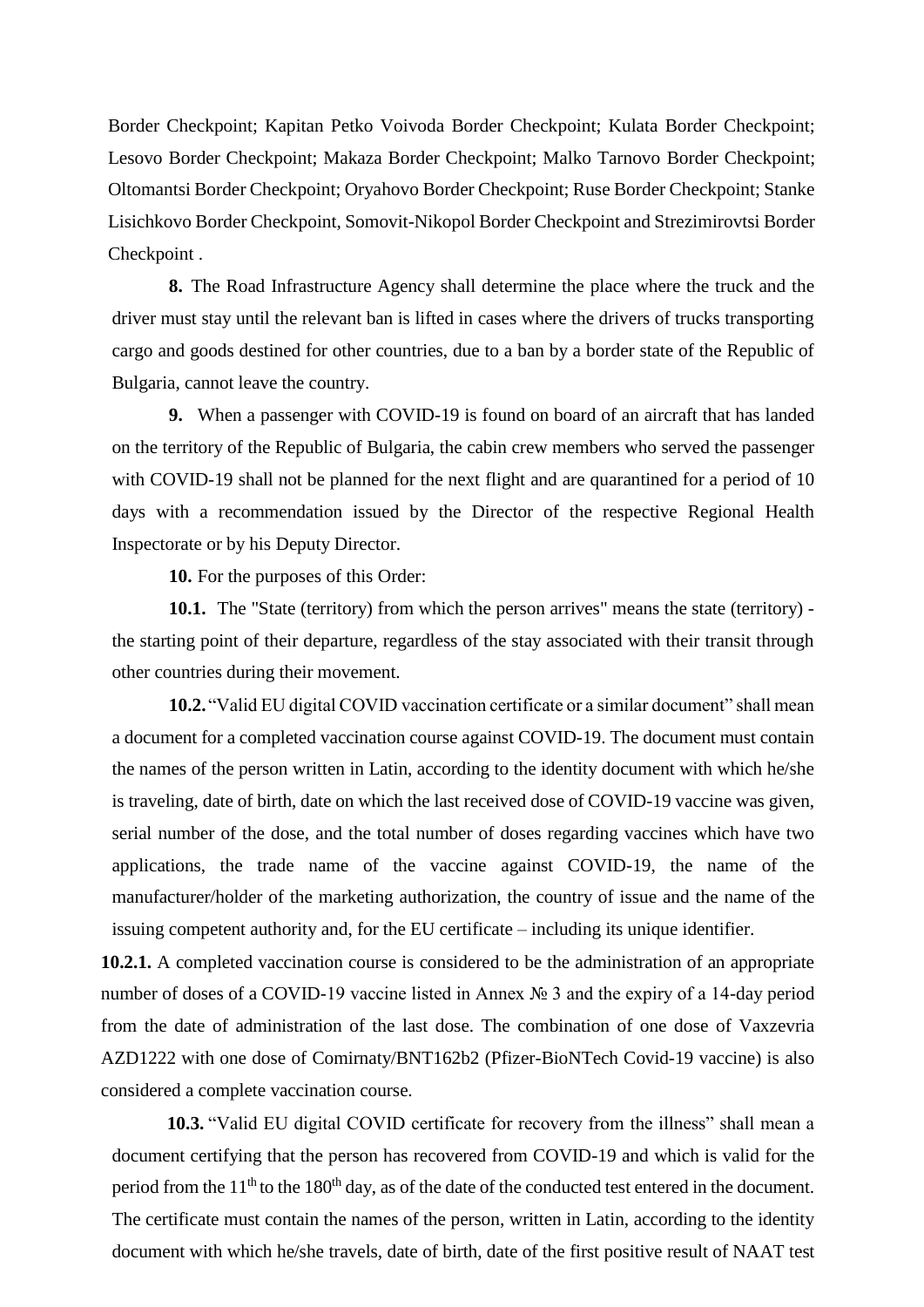Border Checkpoint; Kapitan Petko Voivoda Border Checkpoint; Kulata Border Checkpoint; Lesovo Border Checkpoint; Makaza Border Checkpoint; Malko Tarnovo Border Checkpoint; Oltomantsi Border Checkpoint; Oryahovo Border Checkpoint; Ruse Border Checkpoint; Stanke Lisichkovo Border Checkpoint, Somovit-Nikopol Border Checkpoint and Strezimirovtsi Border Checkpoint .

**8.** The Road Infrastructure Agency shall determine the place where the truck and the driver must stay until the relevant ban is lifted in cases where the drivers of trucks transporting cargo and goods destined for other countries, due to a ban by a border state of the Republic of Bulgaria, cannot leave the country.

**9.** When a passenger with COVID-19 is found on board of an aircraft that has landed on the territory of the Republic of Bulgaria, the cabin crew members who served the passenger with COVID-19 shall not be planned for the next flight and are quarantined for a period of 10 days with a recommendation issued by the Director of the respective Regional Health Inspectorate or by his Deputy Director.

**10.** For the purposes of this Order:

**10.1.** The "State (territory) from which the person arrives" means the state (territory) - the starting point of their departure, regardless of the stay associated with their transit through other countries during their movement.

**10.2.** "Valid EU digital COVID vaccination certificate or a similar document" shall mean a document for a completed vaccination course against COVID-19. The document must contain the names of the person written in Latin, according to the identity document with which he/she is traveling, date of birth, date on which the last received dose of COVID-19 vaccine was given, serial number of the dose, and the total number of doses regarding vaccines which have two applications, the trade name of the vaccine against COVID-19, the name of the manufacturer/holder of the marketing authorization, the country of issue and the name of the issuing competent authority and, for the EU certificate – including its unique identifier.

**10.2.1.** A completed vaccination course is considered to be the administration of an appropriate number of doses of a COVID-19 vaccine listed in Annex № 3 and the expiry of a 14-day period from the date of administration of the last dose. The combination of one dose of Vaxzevria AZD1222 with one dose of Comirnaty/BNT162b2 (Pfizer-BioNTech Covid-19 vaccine) is also considered a complete vaccination course.

**10.3.** "Valid EU digital COVID certificate for recovery from the illness" shall mean a document certifying that the person has recovered from COVID-19 and which is valid for the period from the 11th to the 180th day, as of the date of the conducted test entered in the document. The certificate must contain the names of the person, written in Latin, according to the identity document with which he/she travels, date of birth, date of the first positive result of NAAT test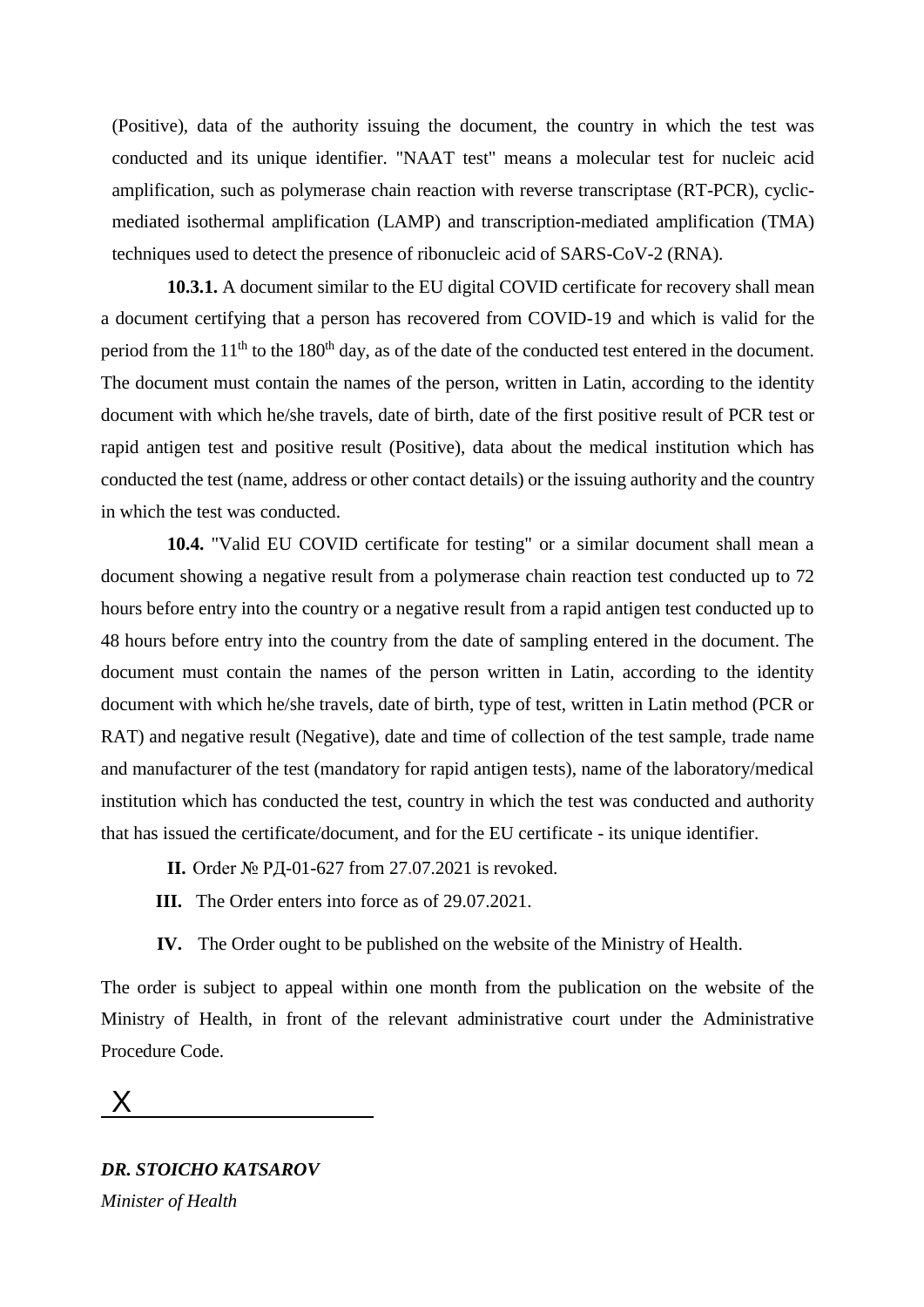(Positive), data of the authority issuing the document, the country in which the test was conducted and its unique identifier. "NAAT test" means a molecular test for nucleic acid amplification, such as polymerase chain reaction with reverse transcriptase (RT-PCR), cyclic-mediated isothermal amplification (LAMP) and transcription-mediated amplification (TMA) techniques used to detect the presence of ribonucleic acid of SARS-CoV-2 (RNA).

**10.3.1.** A document similar to the EU digital COVID certificate for recovery shall mean a document certifying that a person has recovered from COVID-19 and which is valid for the period from the 11th to the 180th day, as of the date of the conducted test entered in the document. The document must contain the names of the person, written in Latin, according to the identity document with which he/she travels, date of birth, date of the first positive result of PCR test or rapid antigen test and positive result (Positive), data about the medical institution which has conducted the test (name, address or other contact details) or the issuing authority and the country in which the test was conducted.

**10.4.** "Valid EU COVID certificate for testing" or a similar document shall mean a document showing a negative result from a polymerase chain reaction test conducted up to 72 hours before entry into the country or a negative result from a rapid antigen test conducted up to 48 hours before entry into the country from the date of sampling entered in the document. The document must contain the names of the person written in Latin, according to the identity document with which he/she travels, date of birth, type of test, written in Latin method (PCR or RAT) and negative result (Negative), date and time of collection of the test sample, trade name and manufacturer of the test (mandatory for rapid antigen tests), name of the laboratory/medical institution which has conducted the test, country in which the test was conducted and authority that has issued the certificate/document, and for the EU certificate - its unique identifier.

**II.** Order № РД-01-627 from 27.07.2021 is revoked.

**III.** The Order enters into force as of 29.07.2021.

**IV.** The Order ought to be published on the website of the Ministry of Health.

The order is subject to appeal within one month from the publication on the website of the Ministry of Health, in front of the relevant administrative court under the Administrative Procedure Code.

X ______________________

***DR. STOICHO KATSAROV***

*Minister of Health*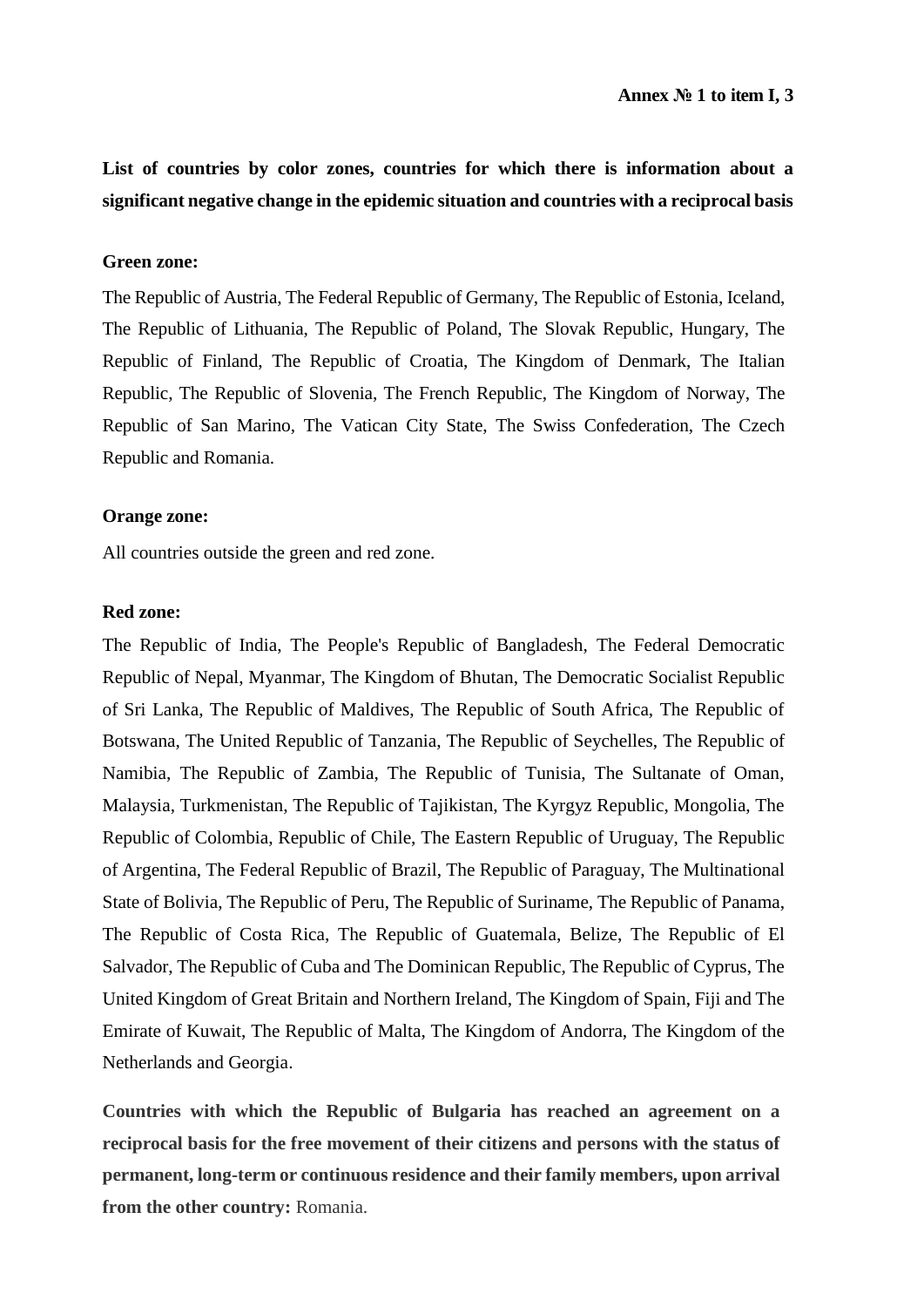**Annex № 1 to item I, 3**

**List of countries by color zones, countries for which there is information about a significant negative change in the epidemic situation and countries with a reciprocal basis**

**Green zone:**

The Republic of Austria, The Federal Republic of Germany, The Republic of Estonia, Iceland, The Republic of Lithuania, The Republic of Poland, The Slovak Republic, Hungary, The Republic of Finland, The Republic of Croatia, The Kingdom of Denmark, The Italian Republic, The Republic of Slovenia, The French Republic, The Kingdom of Norway, The Republic of San Marino, The Vatican City State, The Swiss Confederation, The Czech Republic and Romania.

**Orange zone:**

All countries outside the green and red zone.

**Red zone:**

The Republic of India, The People's Republic of Bangladesh, The Federal Democratic Republic of Nepal, Myanmar, The Kingdom of Bhutan, The Democratic Socialist Republic of Sri Lanka, The Republic of Maldives, The Republic of South Africa, The Republic of Botswana, The United Republic of Tanzania, The Republic of Seychelles, The Republic of Namibia, The Republic of Zambia, The Republic of Tunisia, The Sultanate of Oman, Malaysia, Turkmenistan, The Republic of Tajikistan, The Kyrgyz Republic, Mongolia, The Republic of Colombia, Republic of Chile, The Eastern Republic of Uruguay, The Republic of Argentina, The Federal Republic of Brazil, The Republic of Paraguay, The Multinational State of Bolivia, The Republic of Peru, The Republic of Suriname, The Republic of Panama, The Republic of Costa Rica, The Republic of Guatemala, Belize, The Republic of El Salvador, The Republic of Cuba and The Dominican Republic, The Republic of Cyprus, The United Kingdom of Great Britain and Northern Ireland, The Kingdom of Spain, Fiji and The Emirate of Kuwait, The Republic of Malta, The Kingdom of Andorra, The Kingdom of the Netherlands and Georgia.

**Countries with which the Republic of Bulgaria has reached an agreement on a reciprocal basis for the free movement of their citizens and persons with the status of permanent, long-term or continuous residence and their family members, upon arrival from the other country:** Romania.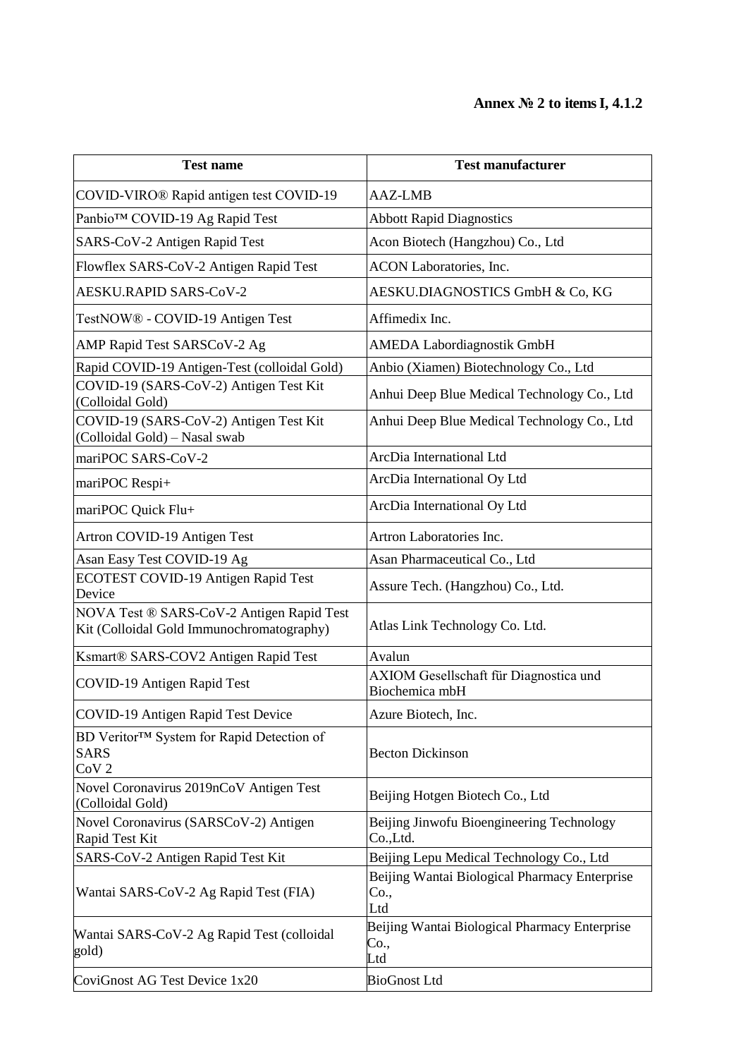**Annex № 2 to items I, 4.1.2**

| Test name | Test manufacturer |
|---|---|
| COVID-VIRO® Rapid antigen test COVID-19 | AAZ-LMB |
| Panbio™ COVID-19 Ag Rapid Test | Abbott Rapid Diagnostics |
| SARS-CoV-2 Antigen Rapid Test | Acon Biotech (Hangzhou) Co., Ltd |
| Flowflex SARS-CoV-2 Antigen Rapid Test | ACON Laboratories, Inc. |
| AESKU.RAPID SARS-CoV-2 | AESKU.DIAGNOSTICS GmbH & Co, KG |
| TestNOW® - COVID-19 Antigen Test | Affimedix Inc. |
| AMP Rapid Test SARSCoV-2 Ag | AMEDA Labordiagnostik GmbH |
| Rapid COVID-19 Antigen-Test (colloidal Gold) | Anbio (Xiamen) Biotechnology Co., Ltd |
| COVID-19 (SARS-CoV-2) Antigen Test Kit (Colloidal Gold) | Anhui Deep Blue Medical Technology Co., Ltd |
| COVID-19 (SARS-CoV-2) Antigen Test Kit (Colloidal Gold) – Nasal swab | Anhui Deep Blue Medical Technology Co., Ltd |
| mariPOC SARS-CoV-2 | ArcDia International Ltd |
| mariPOC Respi+ | ArcDia International Oy Ltd |
| mariPOC Quick Flu+ | ArcDia International Oy Ltd |
| Artron COVID-19 Antigen Test | Artron Laboratories Inc. |
| Asan Easy Test COVID-19 Ag | Asan Pharmaceutical Co., Ltd |
| ECOTEST COVID-19 Antigen Rapid Test Device | Assure Tech. (Hangzhou) Co., Ltd. |
| NOVA Test ® SARS-CoV-2 Antigen Rapid Test Kit (Colloidal Gold Immunochromatography) | Atlas Link Technology Co. Ltd. |
| Ksmart® SARS-COV2 Antigen Rapid Test | Avalun |
| COVID-19 Antigen Rapid Test | AXIOM Gesellschaft für Diagnostica und Biochemica mbH |
| COVID-19 Antigen Rapid Test Device | Azure Biotech, Inc. |
| BD Veritor™ System for Rapid Detection of SARS CoV 2 | Becton Dickinson |
| Novel Coronavirus 2019nCoV Antigen Test (Colloidal Gold) | Beijing Hotgen Biotech Co., Ltd |
| Novel Coronavirus (SARSCoV-2) Antigen Rapid Test Kit | Beijing Jinwofu Bioengineering Technology Co.,Ltd. |
| SARS-CoV-2 Antigen Rapid Test Kit | Beijing Lepu Medical Technology Co., Ltd |
| Wantai SARS-CoV-2 Ag Rapid Test (FIA) | Beijing Wantai Biological Pharmacy Enterprise Co., Ltd |
| Wantai SARS-CoV-2 Ag Rapid Test (colloidal gold) | Beijing Wantai Biological Pharmacy Enterprise Co., Ltd |
| CoviGnost AG Test Device 1x20 | BioGnost Ltd |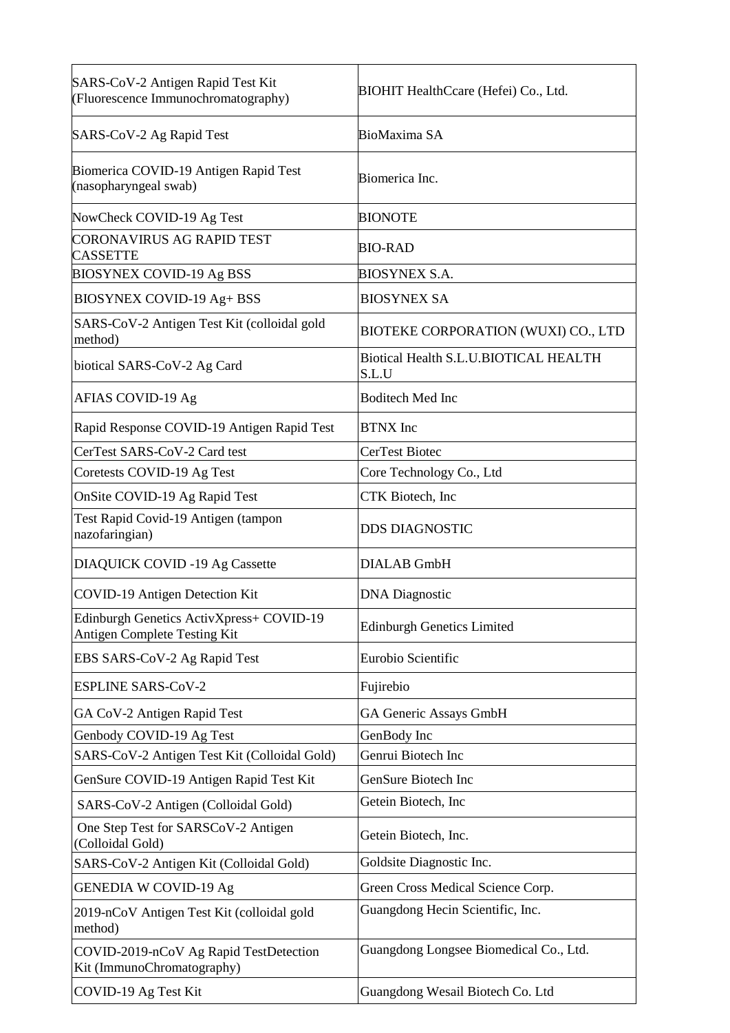| | |
|---|---|
| SARS-CoV-2 Antigen Rapid Test Kit (Fluorescence Immunochromatography) | BIOHIT HealthCcare (Hefei) Co., Ltd. |
| SARS-CoV-2 Ag Rapid Test | BioMaxima SA |
| Biomerica COVID-19 Antigen Rapid Test (nasopharyngeal swab) | Biomerica Inc. |
| NowCheck COVID-19 Ag Test | BIONOTE |
| CORONAVIRUS AG RAPID TEST CASSETTE | BIO-RAD |
| BIOSYNEX COVID-19 Ag BSS | BIOSYNEX S.A. |
| BIOSYNEX COVID-19 Ag+ BSS | BIOSYNEX SA |
| SARS-CoV-2 Antigen Test Kit (colloidal gold method) | BIOTEKE CORPORATION (WUXI) CO., LTD |
| biotical SARS-CoV-2 Ag Card | Biotical Health S.L.U.BIOTICAL HEALTH S.L.U |
| AFIAS COVID-19 Ag | Boditech Med Inc |
| Rapid Response COVID-19 Antigen Rapid Test | BTNX Inc |
| CerTest SARS-CoV-2 Card test | CerTest Biotec |
| Coretests COVID-19 Ag Test | Core Technology Co., Ltd |
| OnSite COVID-19 Ag Rapid Test | CTK Biotech, Inc |
| Test Rapid Covid-19 Antigen (tampon nazofaringian) | DDS DIAGNOSTIC |
| DIAQUICK COVID -19 Ag Cassette | DIALAB GmbH |
| COVID-19 Antigen Detection Kit | DNA Diagnostic |
| Edinburgh Genetics ActivXpress+ COVID-19 Antigen Complete Testing Kit | Edinburgh Genetics Limited |
| EBS SARS-CoV-2 Ag Rapid Test | Eurobio Scientific |
| ESPLINE SARS-CoV-2 | Fujirebio |
| GA CoV-2 Antigen Rapid Test | GA Generic Assays GmbH |
| Genbody COVID-19 Ag Test | GenBody Inc |
| SARS-CoV-2 Antigen Test Kit (Colloidal Gold) | Genrui Biotech Inc |
| GenSure COVID-19 Antigen Rapid Test Kit | GenSure Biotech Inc |
| SARS-CoV-2 Antigen (Colloidal Gold) | Getein Biotech, Inc |
| One Step Test for SARSCoV-2 Antigen (Colloidal Gold) | Getein Biotech, Inc. |
| SARS-CoV-2 Antigen Kit (Colloidal Gold) | Goldsite Diagnostic Inc. |
| GENEDIA W COVID-19 Ag | Green Cross Medical Science Corp. |
| 2019-nCoV Antigen Test Kit (colloidal gold method) | Guangdong Hecin Scientific, Inc. |
| COVID-2019-nCoV Ag Rapid TestDetection Kit (ImmunoChromatography) | Guangdong Longsee Biomedical Co., Ltd. |
| COVID-19 Ag Test Kit | Guangdong Wesail Biotech Co. Ltd |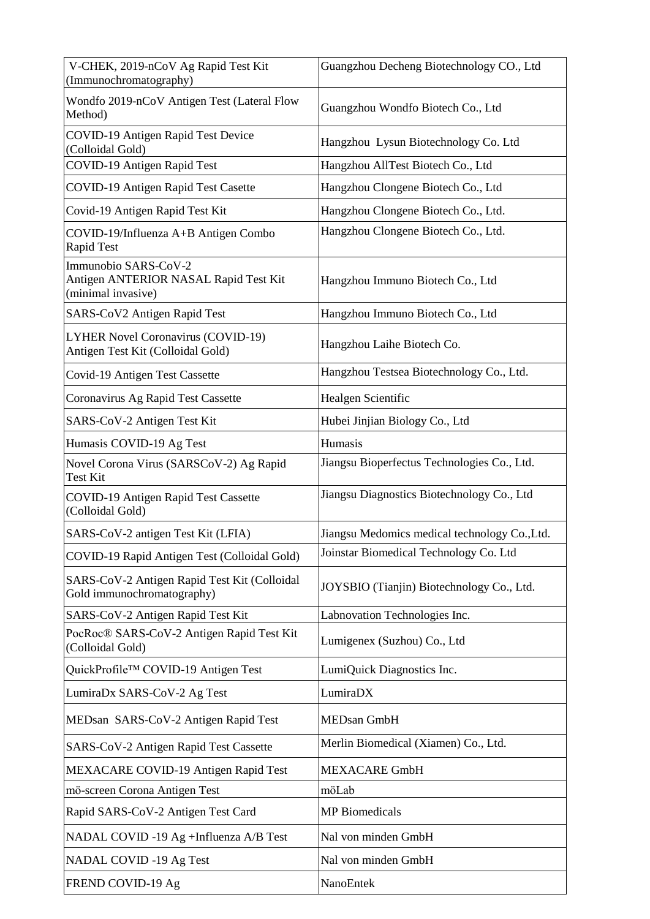| | |
|---|---|
| V-CHEK, 2019-nCoV Ag Rapid Test Kit (Immunochromatography) | Guangzhou Decheng Biotechnology CO., Ltd |
| Wondfo 2019-nCoV Antigen Test (Lateral Flow Method) | Guangzhou Wondfo Biotech Co., Ltd |
| COVID-19 Antigen Rapid Test Device (Colloidal Gold) | Hangzhou Lysun Biotechnology Co. Ltd |
| COVID-19 Antigen Rapid Test | Hangzhou AllTest Biotech Co., Ltd |
| COVID-19 Antigen Rapid Test Casette | Hangzhou Clongene Biotech Co., Ltd |
| Covid-19 Antigen Rapid Test Kit | Hangzhou Clongene Biotech Co., Ltd. |
| COVID-19/Influenza A+B Antigen Combo Rapid Test | Hangzhou Clongene Biotech Co., Ltd. |
| Immunobio SARS-CoV-2 Antigen ANTERIOR NASAL Rapid Test Kit (minimal invasive) | Hangzhou Immuno Biotech Co., Ltd |
| SARS-CoV2 Antigen Rapid Test | Hangzhou Immuno Biotech Co., Ltd |
| LYHER Novel Coronavirus (COVID-19) Antigen Test Kit (Colloidal Gold) | Hangzhou Laihe Biotech Co. |
| Covid-19 Antigen Test Cassette | Hangzhou Testsea Biotechnology Co., Ltd. |
| Coronavirus Ag Rapid Test Cassette | Healgen Scientific |
| SARS-CoV-2 Antigen Test Kit | Hubei Jinjian Biology Co., Ltd |
| Humasis COVID-19 Ag Test | Humasis |
| Novel Corona Virus (SARSCoV-2) Ag Rapid Test Kit | Jiangsu Bioperfectus Technologies Co., Ltd. |
| COVID-19 Antigen Rapid Test Cassette (Colloidal Gold) | Jiangsu Diagnostics Biotechnology Co., Ltd |
| SARS-CoV-2 antigen Test Kit (LFIA) | Jiangsu Medomics medical technology Co.,Ltd. |
| COVID-19 Rapid Antigen Test (Colloidal Gold) | Joinstar Biomedical Technology Co. Ltd |
| SARS-CoV-2 Antigen Rapid Test Kit (Colloidal Gold immunochromatography) | JOYSBIO (Tianjin) Biotechnology Co., Ltd. |
| SARS-CoV-2 Antigen Rapid Test Kit | Labnovation Technologies Inc. |
| PocRoc® SARS-CoV-2 Antigen Rapid Test Kit (Colloidal Gold) | Lumigenex (Suzhou) Co., Ltd |
| QuickProfile™ COVID-19 Antigen Test | LumiQuick Diagnostics Inc. |
| LumiraDx SARS-CoV-2 Ag Test | LumiraDX |
| MEDsan SARS-CoV-2 Antigen Rapid Test | MEDsan GmbH |
| SARS-CoV-2 Antigen Rapid Test Cassette | Merlin Biomedical (Xiamen) Co., Ltd. |
| MEXACARE COVID-19 Antigen Rapid Test | MEXACARE GmbH |
| mö-screen Corona Antigen Test | möLab |
| Rapid SARS-CoV-2 Antigen Test Card | MP Biomedicals |
| NADAL COVID -19 Ag +Influenza A/B Test | Nal von minden GmbH |
| NADAL COVID -19 Ag Test | Nal von minden GmbH |
| FREND COVID-19 Ag | NanoEntek |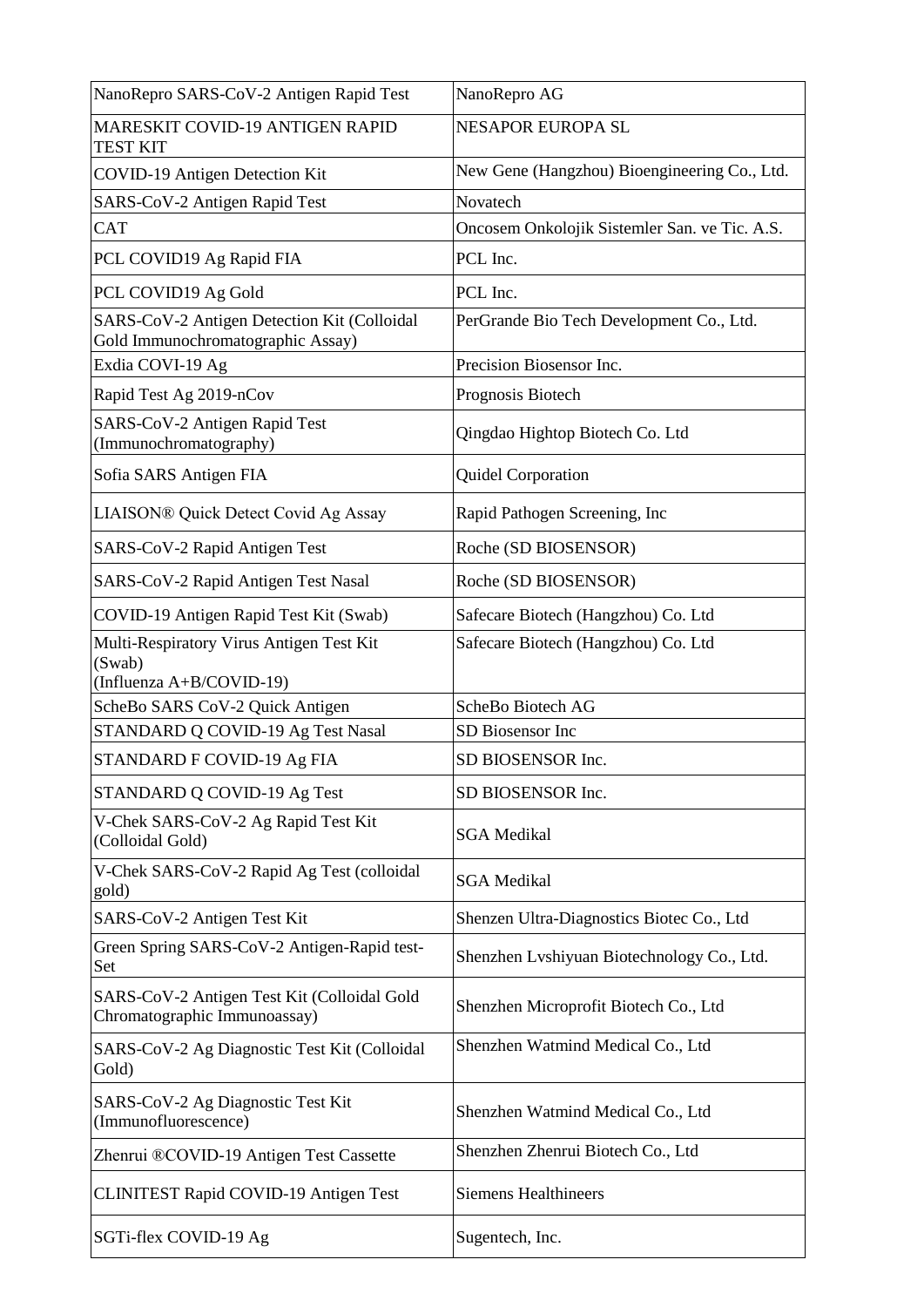| NanoRepro SARS-CoV-2 Antigen Rapid Test | NanoRepro AG |
|---|---|
| MARESKIT COVID-19 ANTIGEN RAPID TEST KIT | NESAPOR EUROPA SL |
| COVID-19 Antigen Detection Kit | New Gene (Hangzhou) Bioengineering Co., Ltd. |
| SARS-CoV-2 Antigen Rapid Test | Novatech |
| CAT | Oncosem Onkolojik Sistemler San. ve Tic. A.S. |
| PCL COVID19 Ag Rapid FIA | PCL Inc. |
| PCL COVID19 Ag Gold | PCL Inc. |
| SARS-CoV-2 Antigen Detection Kit (Colloidal Gold Immunochromatographic Assay) | PerGrande Bio Tech Development Co., Ltd. |
| Exdia COVI-19 Ag | Precision Biosensor Inc. |
| Rapid Test Ag 2019-nCov | Prognosis Biotech |
| SARS-CoV-2 Antigen Rapid Test (Immunochromatography) | Qingdao Hightop Biotech Co. Ltd |
| Sofia SARS Antigen FIA | Quidel Corporation |
| LIAISON® Quick Detect Covid Ag Assay | Rapid Pathogen Screening, Inc |
| SARS-CoV-2 Rapid Antigen Test | Roche (SD BIOSENSOR) |
| SARS-CoV-2 Rapid Antigen Test Nasal | Roche (SD BIOSENSOR) |
| COVID-19 Antigen Rapid Test Kit (Swab) | Safecare Biotech (Hangzhou) Co. Ltd |
| Multi-Respiratory Virus Antigen Test Kit (Swab) (Influenza A+B/COVID-19) | Safecare Biotech (Hangzhou) Co. Ltd |
| ScheBo SARS CoV-2 Quick Antigen | ScheBo Biotech AG |
| STANDARD Q COVID-19 Ag Test Nasal | SD Biosensor Inc |
| STANDARD F COVID-19 Ag FIA | SD BIOSENSOR Inc. |
| STANDARD Q COVID-19 Ag Test | SD BIOSENSOR Inc. |
| V-Chek SARS-CoV-2 Ag Rapid Test Kit (Colloidal Gold) | SGA Medikal |
| V-Chek SARS-CoV-2 Rapid Ag Test (colloidal gold) | SGA Medikal |
| SARS-CoV-2 Antigen Test Kit | Shenzen Ultra-Diagnostics Biotec Co., Ltd |
| Green Spring SARS-CoV-2 Antigen-Rapid test-Set | Shenzhen Lvshiyuan Biotechnology Co., Ltd. |
| SARS-CoV-2 Antigen Test Kit (Colloidal Gold Chromatographic Immunoassay) | Shenzhen Microprofit Biotech Co., Ltd |
| SARS-CoV-2 Ag Diagnostic Test Kit (Colloidal Gold) | Shenzhen Watmind Medical Co., Ltd |
| SARS-CoV-2 Ag Diagnostic Test Kit (Immunofluorescence) | Shenzhen Watmind Medical Co., Ltd |
| Zhenrui ®COVID-19 Antigen Test Cassette | Shenzhen Zhenrui Biotech Co., Ltd |
| CLINITEST Rapid COVID-19 Antigen Test | Siemens Healthineers |
| SGTi-flex COVID-19 Ag | Sugentech, Inc. |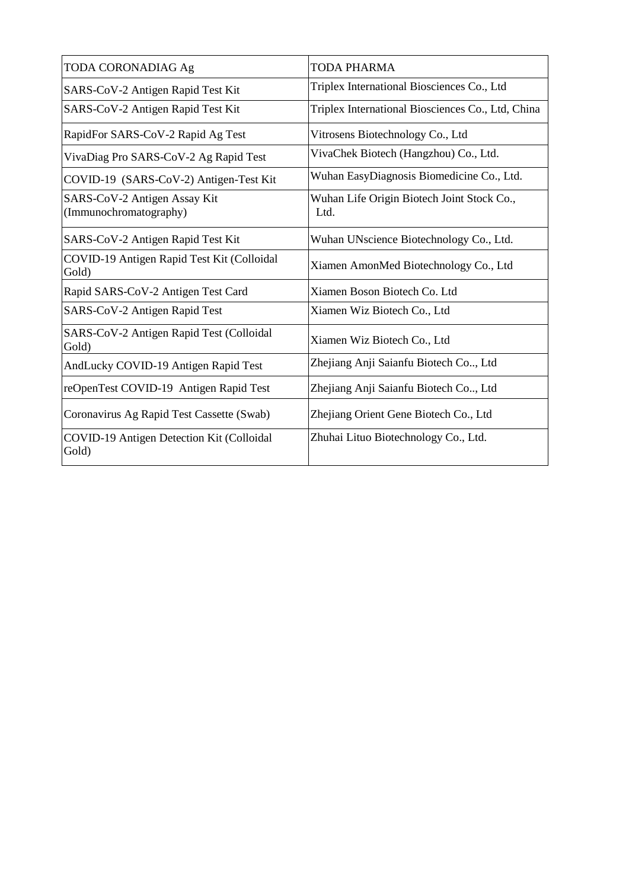| TODA CORONADIAG Ag | TODA PHARMA |
|---|---|
| SARS-CoV-2 Antigen Rapid Test Kit | Triplex International Biosciences Co., Ltd |
| SARS-CoV-2 Antigen Rapid Test Kit | Triplex International Biosciences Co., Ltd, China |
| RapidFor SARS-CoV-2 Rapid Ag Test | Vitrosens Biotechnology Co., Ltd |
| VivaDiag Pro SARS-CoV-2 Ag Rapid Test | VivaChek Biotech (Hangzhou) Co., Ltd. |
| COVID-19 (SARS-CoV-2) Antigen-Test Kit | Wuhan EasyDiagnosis Biomedicine Co., Ltd. |
| SARS-CoV-2 Antigen Assay Kit (Immunochromatography) | Wuhan Life Origin Biotech Joint Stock Co., Ltd. |
| SARS-CoV-2 Antigen Rapid Test Kit | Wuhan UNscience Biotechnology Co., Ltd. |
| COVID-19 Antigen Rapid Test Kit (Colloidal Gold) | Xiamen AmonMed Biotechnology Co., Ltd |
| Rapid SARS-CoV-2 Antigen Test Card | Xiamen Boson Biotech Co. Ltd |
| SARS-CoV-2 Antigen Rapid Test | Xiamen Wiz Biotech Co., Ltd |
| SARS-CoV-2 Antigen Rapid Test (Colloidal Gold) | Xiamen Wiz Biotech Co., Ltd |
| AndLucky COVID-19 Antigen Rapid Test | Zhejiang Anji Saianfu Biotech Co.., Ltd |
| reOpenTest COVID-19 Antigen Rapid Test | Zhejiang Anji Saianfu Biotech Co.., Ltd |
| Coronavirus Ag Rapid Test Cassette (Swab) | Zhejiang Orient Gene Biotech Co., Ltd |
| COVID-19 Antigen Detection Kit (Colloidal Gold) | Zhuhai Lituo Biotechnology Co., Ltd. |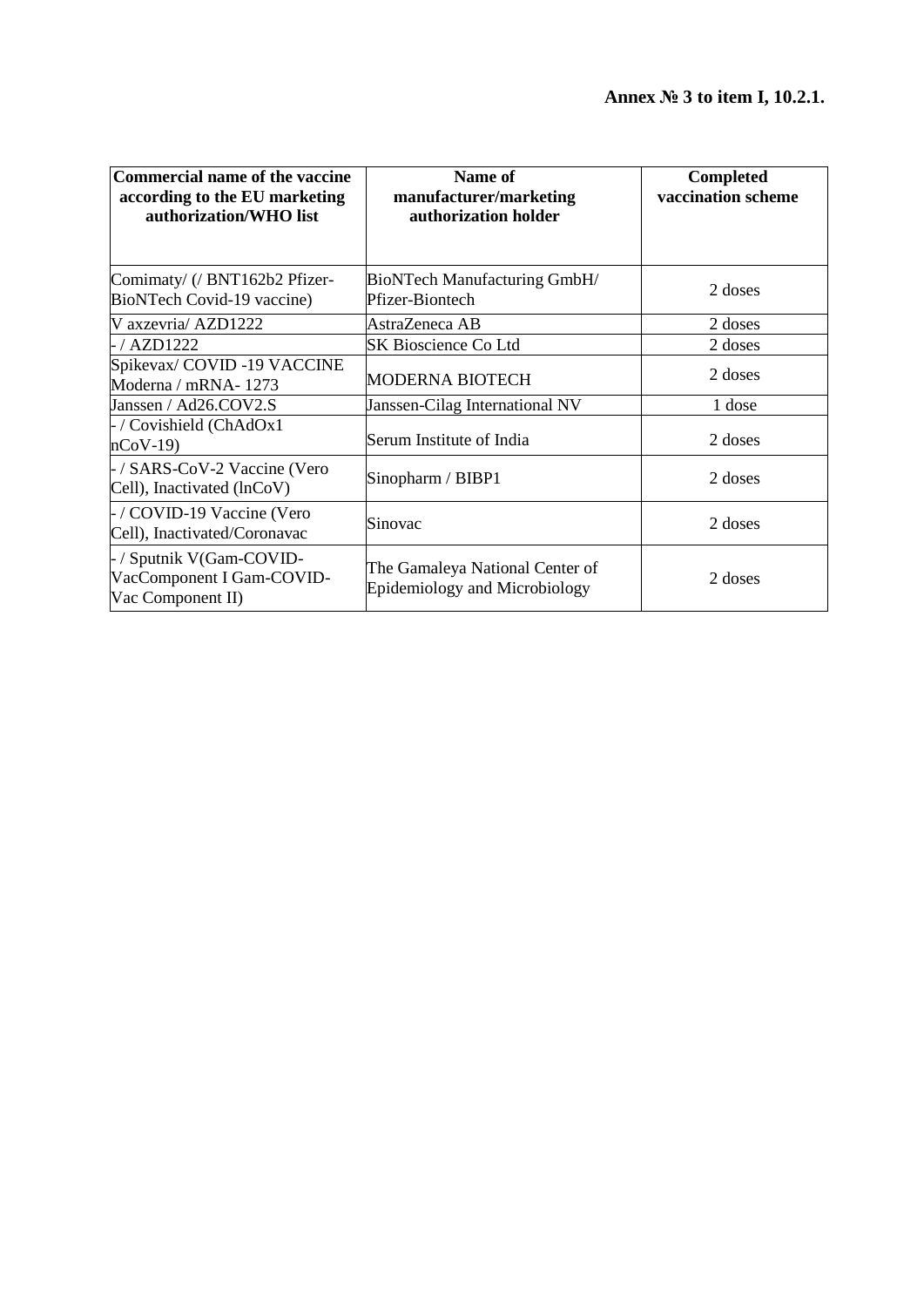**Annex № 3 to item I, 10.2.1.**

| Commercial name of the vaccine according to the EU marketing authorization/WHO list | Name of manufacturer/marketing authorization holder | Completed vaccination scheme |
|---|---|---|
| Comimaty/ (/ BNT162b2 Pfizer-BioNTech Covid-19 vaccine) | BioNTech Manufacturing GmbH/ Pfizer-Biontech | 2 doses |
| V axzevria/ AZD1222 | AstraZeneca AB | 2 doses |
| - / AZD1222 | SK Bioscience Co Ltd | 2 doses |
| Spikevax/ COVID -19 VACCINE Moderna / mRNA- 1273 | MODERNA BIOTECH | 2 doses |
| Janssen / Ad26.COV2.S | Janssen-Cilag International NV | 1 dose |
| - / Covishield (ChAdOx1 nCoV-19) | Serum Institute of India | 2 doses |
| - / SARS-CoV-2 Vaccine (Vero Cell), Inactivated (lnCoV) | Sinopharm / BIBP1 | 2 doses |
| - / COVID-19 Vaccine (Vero Cell), Inactivated/Coronavac | Sinovac | 2 doses |
| - / Sputnik V(Gam-COVID-VacComponent I Gam-COVID-Vac Component II) | The Gamaleya National Center of Epidemiology and Microbiology | 2 doses |